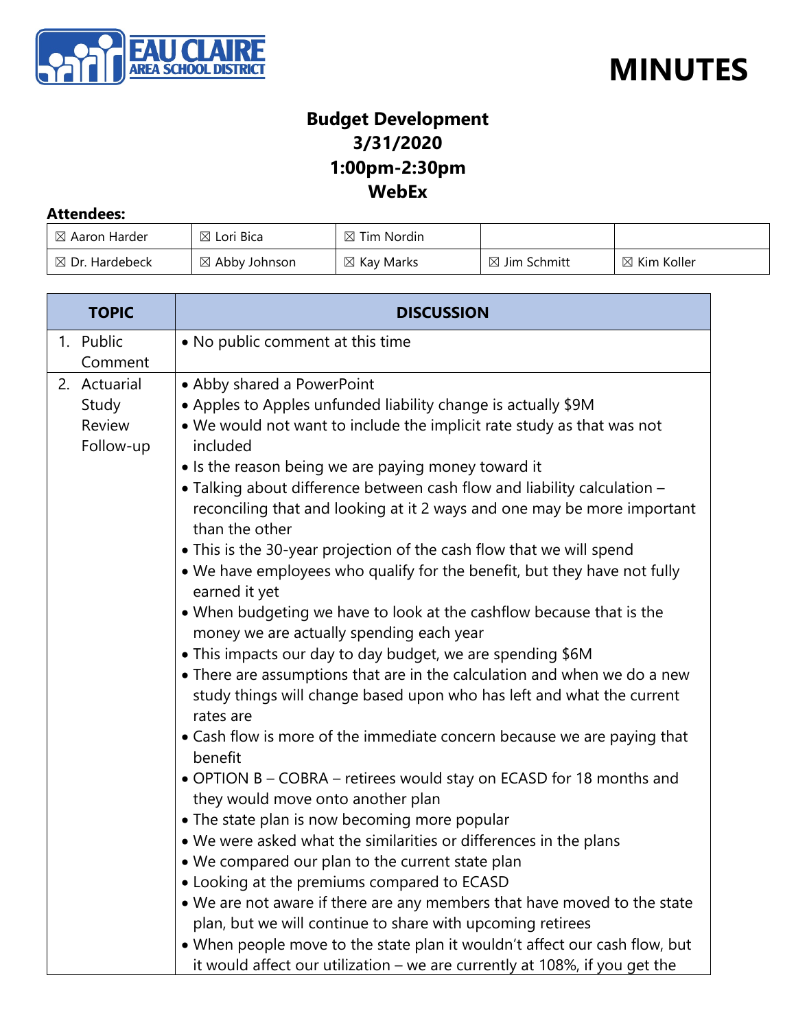EAU CLAIRE AREA SCHOOL DISTRICT

# MINUTES

## Budget Development
## 3/31/2020
## 1:00pm-2:30pm
## WebEx

**Attendees:**

| | | | | |
|---|---|---|---|---|
| ☒ Aaron Harder | ☒ Lori Bica | ☒ Tim Nordin | | |
| ☒ Dr. Hardebeck | ☒ Abby Johnson | ☒ Kay Marks | ☒ Jim Schmitt | ☒ Kim Koller |

| TOPIC | DISCUSSION |
|---|---|
| 1. Public Comment | • No public comment at this time |
| 2. Actuarial Study Review Follow-up | • Abby shared a PowerPoint<br>• Apples to Apples unfunded liability change is actually $9M<br>• We would not want to include the implicit rate study as that was not included<br>• Is the reason being we are paying money toward it<br>• Talking about difference between cash flow and liability calculation – reconciling that and looking at it 2 ways and one may be more important than the other<br>• This is the 30-year projection of the cash flow that we will spend<br>• We have employees who qualify for the benefit, but they have not fully earned it yet<br>• When budgeting we have to look at the cashflow because that is the money we are actually spending each year<br>• This impacts our day to day budget, we are spending $6M<br>• There are assumptions that are in the calculation and when we do a new study things will change based upon who has left and what the current rates are<br>• Cash flow is more of the immediate concern because we are paying that benefit<br>• OPTION B – COBRA – retirees would stay on ECASD for 18 months and they would move onto another plan<br>• The state plan is now becoming more popular<br>• We were asked what the similarities or differences in the plans<br>• We compared our plan to the current state plan<br>• Looking at the premiums compared to ECASD<br>• We are not aware if there are any members that have moved to the state plan, but we will continue to share with upcoming retirees<br>• When people move to the state plan it wouldn't affect our cash flow, but it would affect our utilization – we are currently at 108%, if you get the |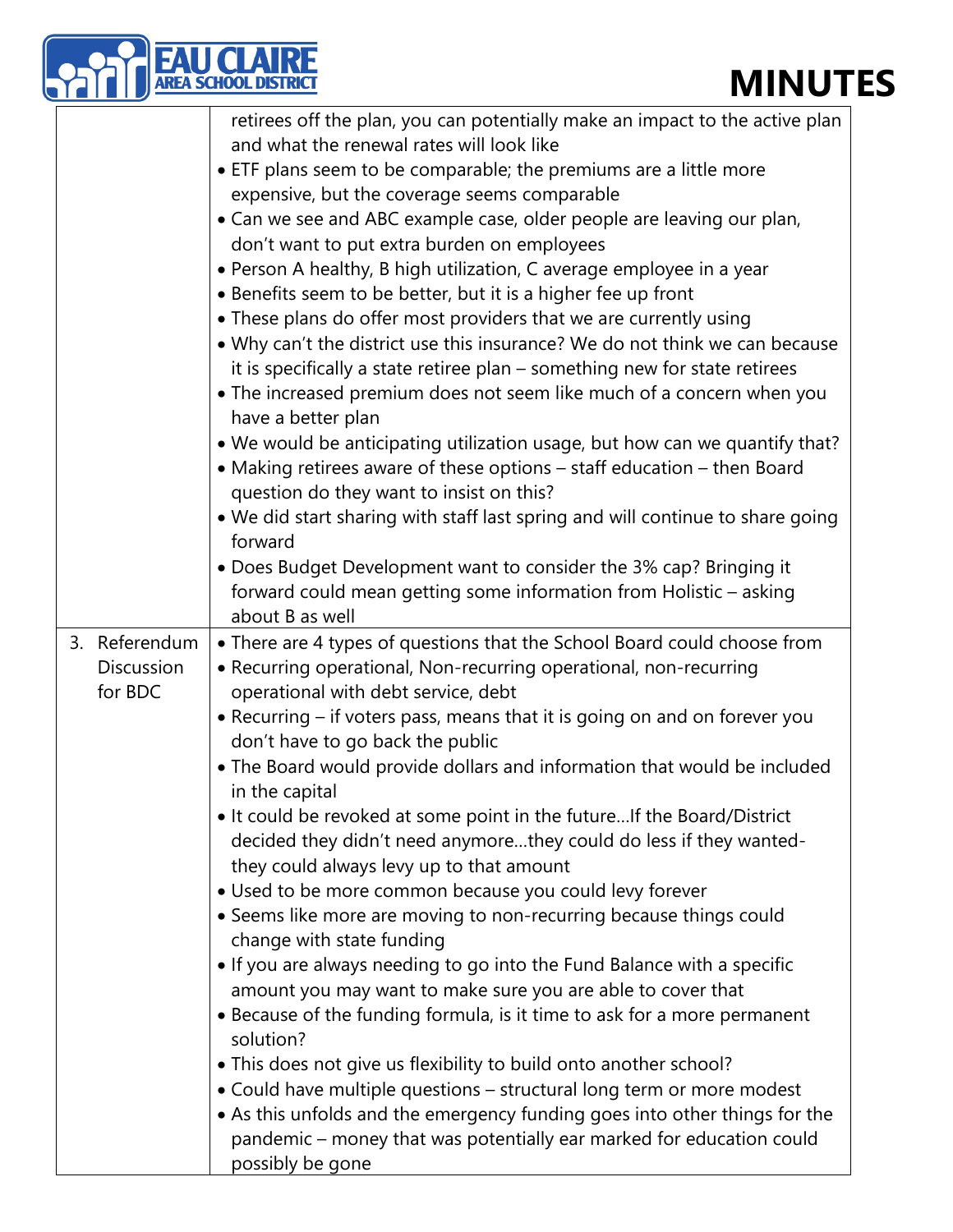| | |
|---|---|
| | retirees off the plan, you can potentially make an impact to the active plan and what the renewal rates will look like<br>• ETF plans seem to be comparable; the premiums are a little more expensive, but the coverage seems comparable<br>• Can we see and ABC example case, older people are leaving our plan, don't want to put extra burden on employees<br>• Person A healthy, B high utilization, C average employee in a year<br>• Benefits seem to be better, but it is a higher fee up front<br>• These plans do offer most providers that we are currently using<br>• Why can't the district use this insurance? We do not think we can because it is specifically a state retiree plan – something new for state retirees<br>• The increased premium does not seem like much of a concern when you have a better plan<br>• We would be anticipating utilization usage, but how can we quantify that?<br>• Making retirees aware of these options – staff education – then Board question do they want to insist on this?<br>• We did start sharing with staff last spring and will continue to share going forward<br>• Does Budget Development want to consider the 3% cap? Bringing it forward could mean getting some information from Holistic – asking about B as well |
| 3. Referendum Discussion for BDC | • There are 4 types of questions that the School Board could choose from<br>• Recurring operational, Non-recurring operational, non-recurring operational with debt service, debt<br>• Recurring – if voters pass, means that it is going on and on forever you don't have to go back the public<br>• The Board would provide dollars and information that would be included in the capital<br>• It could be revoked at some point in the future…If the Board/District decided they didn't need anymore…they could do less if they wanted- they could always levy up to that amount<br>• Used to be more common because you could levy forever<br>• Seems like more are moving to non-recurring because things could change with state funding<br>• If you are always needing to go into the Fund Balance with a specific amount you may want to make sure you are able to cover that<br>• Because of the funding formula, is it time to ask for a more permanent solution?<br>• This does not give us flexibility to build onto another school?<br>• Could have multiple questions – structural long term or more modest<br>• As this unfolds and the emergency funding goes into other things for the pandemic – money that was potentially ear marked for education could possibly be gone |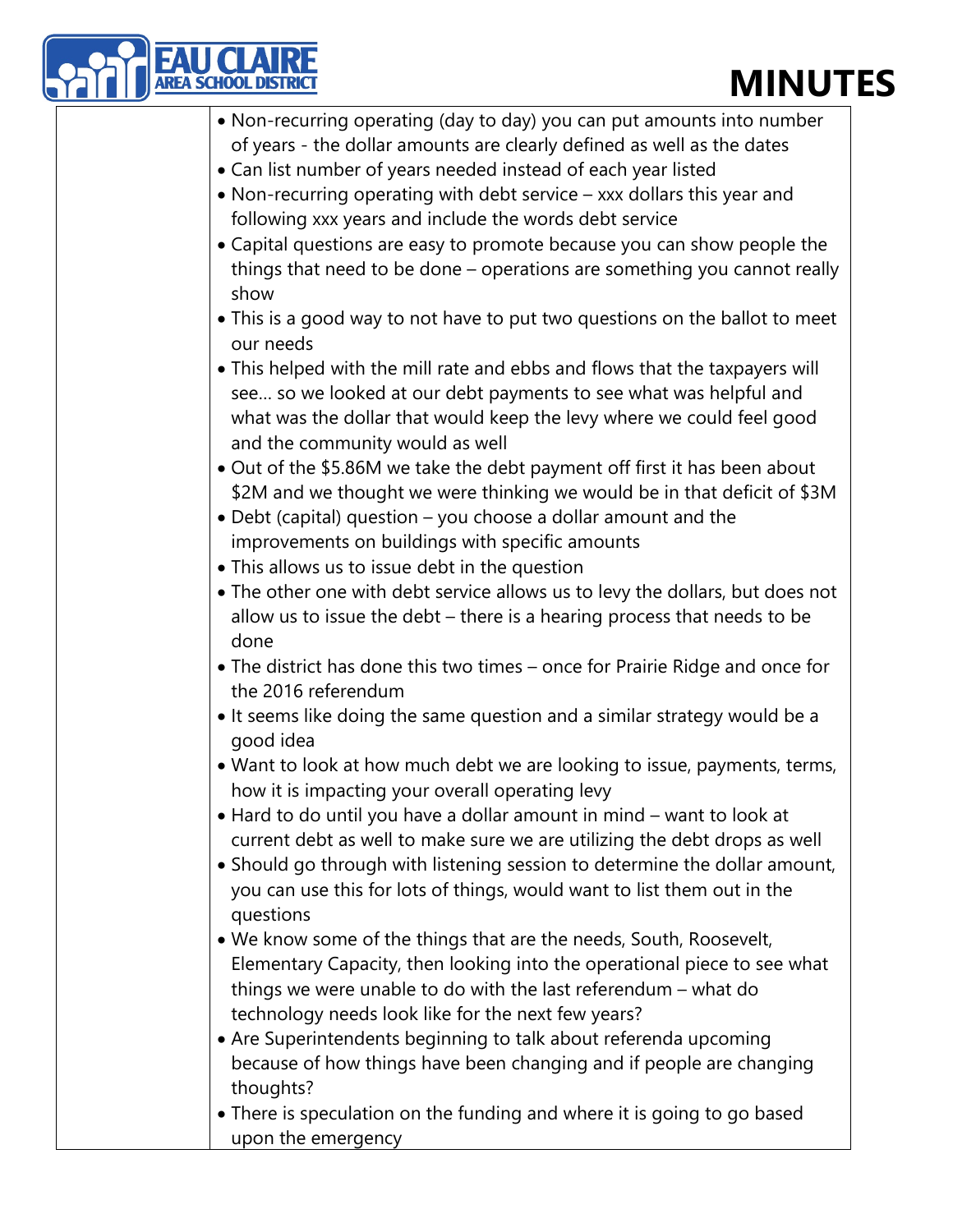- Non-recurring operating (day to day) you can put amounts into number of years - the dollar amounts are clearly defined as well as the dates
- Can list number of years needed instead of each year listed
- Non-recurring operating with debt service – xxx dollars this year and following xxx years and include the words debt service
- Capital questions are easy to promote because you can show people the things that need to be done – operations are something you cannot really show
- This is a good way to not have to put two questions on the ballot to meet our needs
- This helped with the mill rate and ebbs and flows that the taxpayers will see… so we looked at our debt payments to see what was helpful and what was the dollar that would keep the levy where we could feel good and the community would as well
- Out of the $5.86M we take the debt payment off first it has been about $2M and we thought we were thinking we would be in that deficit of $3M
- Debt (capital) question – you choose a dollar amount and the improvements on buildings with specific amounts
- This allows us to issue debt in the question
- The other one with debt service allows us to levy the dollars, but does not allow us to issue the debt – there is a hearing process that needs to be done
- The district has done this two times – once for Prairie Ridge and once for the 2016 referendum
- It seems like doing the same question and a similar strategy would be a good idea
- Want to look at how much debt we are looking to issue, payments, terms, how it is impacting your overall operating levy
- Hard to do until you have a dollar amount in mind – want to look at current debt as well to make sure we are utilizing the debt drops as well
- Should go through with listening session to determine the dollar amount, you can use this for lots of things, would want to list them out in the questions
- We know some of the things that are the needs, South, Roosevelt, Elementary Capacity, then looking into the operational piece to see what things we were unable to do with the last referendum – what do technology needs look like for the next few years?
- Are Superintendents beginning to talk about referenda upcoming because of how things have been changing and if people are changing thoughts?
- There is speculation on the funding and where it is going to go based upon the emergency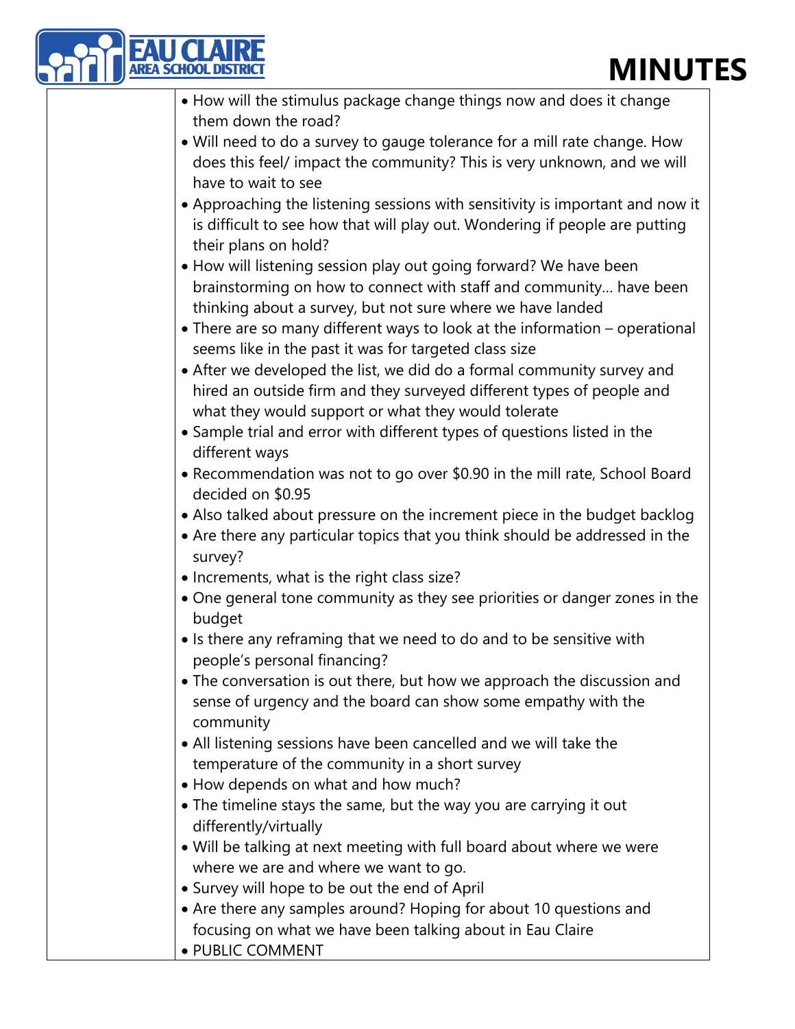- How will the stimulus package change things now and does it change them down the road?
- Will need to do a survey to gauge tolerance for a mill rate change. How does this feel/ impact the community? This is very unknown, and we will have to wait to see
- Approaching the listening sessions with sensitivity is important and now it is difficult to see how that will play out. Wondering if people are putting their plans on hold?
- How will listening session play out going forward? We have been brainstorming on how to connect with staff and community… have been thinking about a survey, but not sure where we have landed
- There are so many different ways to look at the information – operational seems like in the past it was for targeted class size
- After we developed the list, we did do a formal community survey and hired an outside firm and they surveyed different types of people and what they would support or what they would tolerate
- Sample trial and error with different types of questions listed in the different ways
- Recommendation was not to go over $0.90 in the mill rate, School Board decided on $0.95
- Also talked about pressure on the increment piece in the budget backlog
- Are there any particular topics that you think should be addressed in the survey?
- Increments, what is the right class size?
- One general tone community as they see priorities or danger zones in the budget
- Is there any reframing that we need to do and to be sensitive with people's personal financing?
- The conversation is out there, but how we approach the discussion and sense of urgency and the board can show some empathy with the community
- All listening sessions have been cancelled and we will take the temperature of the community in a short survey
- How depends on what and how much?
- The timeline stays the same, but the way you are carrying it out differently/virtually
- Will be talking at next meeting with full board about where we were where we are and where we want to go.
- Survey will hope to be out the end of April
- Are there any samples around? Hoping for about 10 questions and focusing on what we have been talking about in Eau Claire
- PUBLIC COMMENT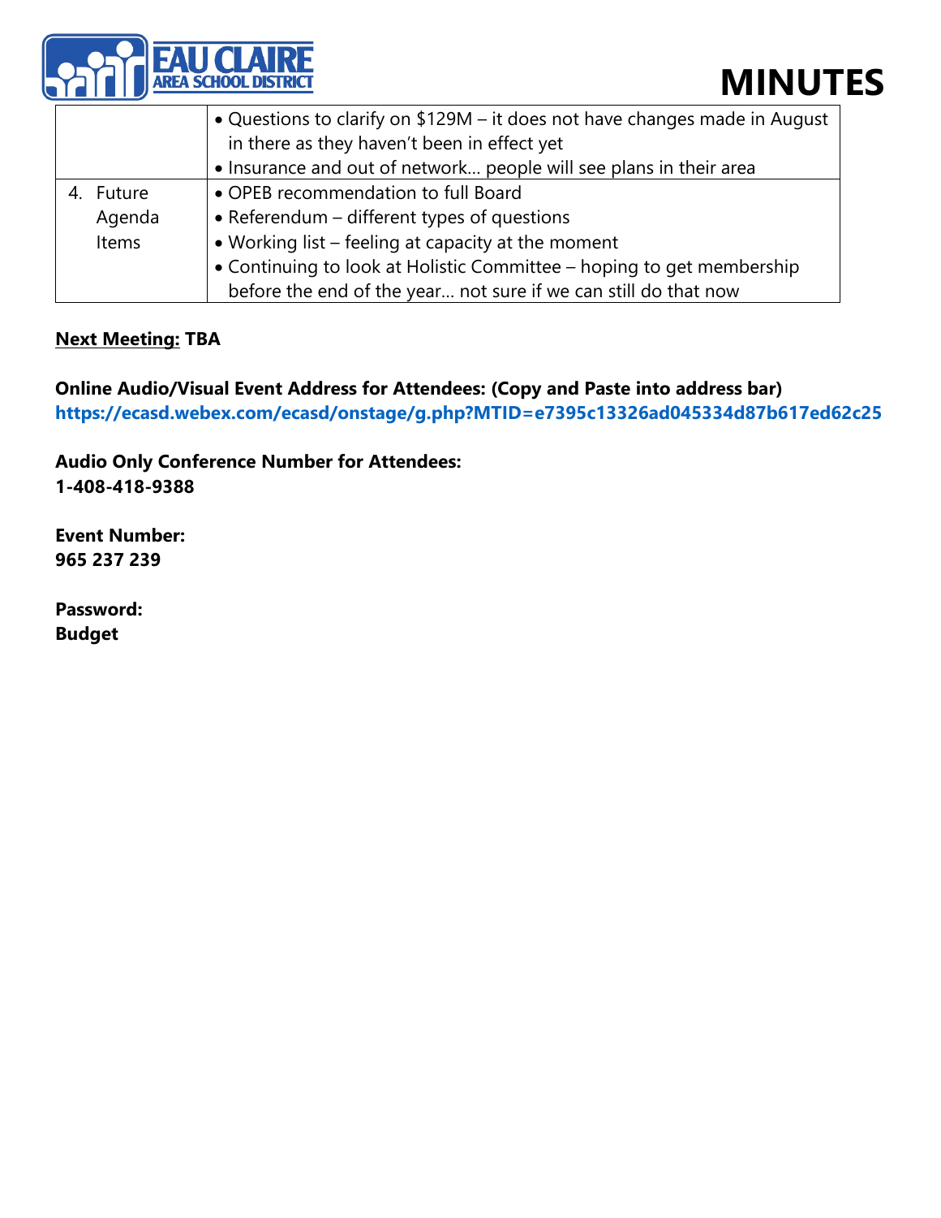# MINUTES

| | |
|---|---|
| | • Questions to clarify on $129M – it does not have changes made in August in there as they haven't been in effect yet<br>• Insurance and out of network… people will see plans in their area |
| 4. Future Agenda Items | • OPEB recommendation to full Board<br>• Referendum – different types of questions<br>• Working list – feeling at capacity at the moment<br>• Continuing to look at Holistic Committee – hoping to get membership before the end of the year… not sure if we can still do that now |

**<u>Next Meeting:</u> TBA**

**Online Audio/Visual Event Address for Attendees: (Copy and Paste into address bar)**
**https://ecasd.webex.com/ecasd/onstage/g.php?MTID=e7395c13326ad045334d87b617ed62c25**

**Audio Only Conference Number for Attendees:**
**1-408-418-9388**

**Event Number:**
**965 237 239**

**Password:**
**Budget**